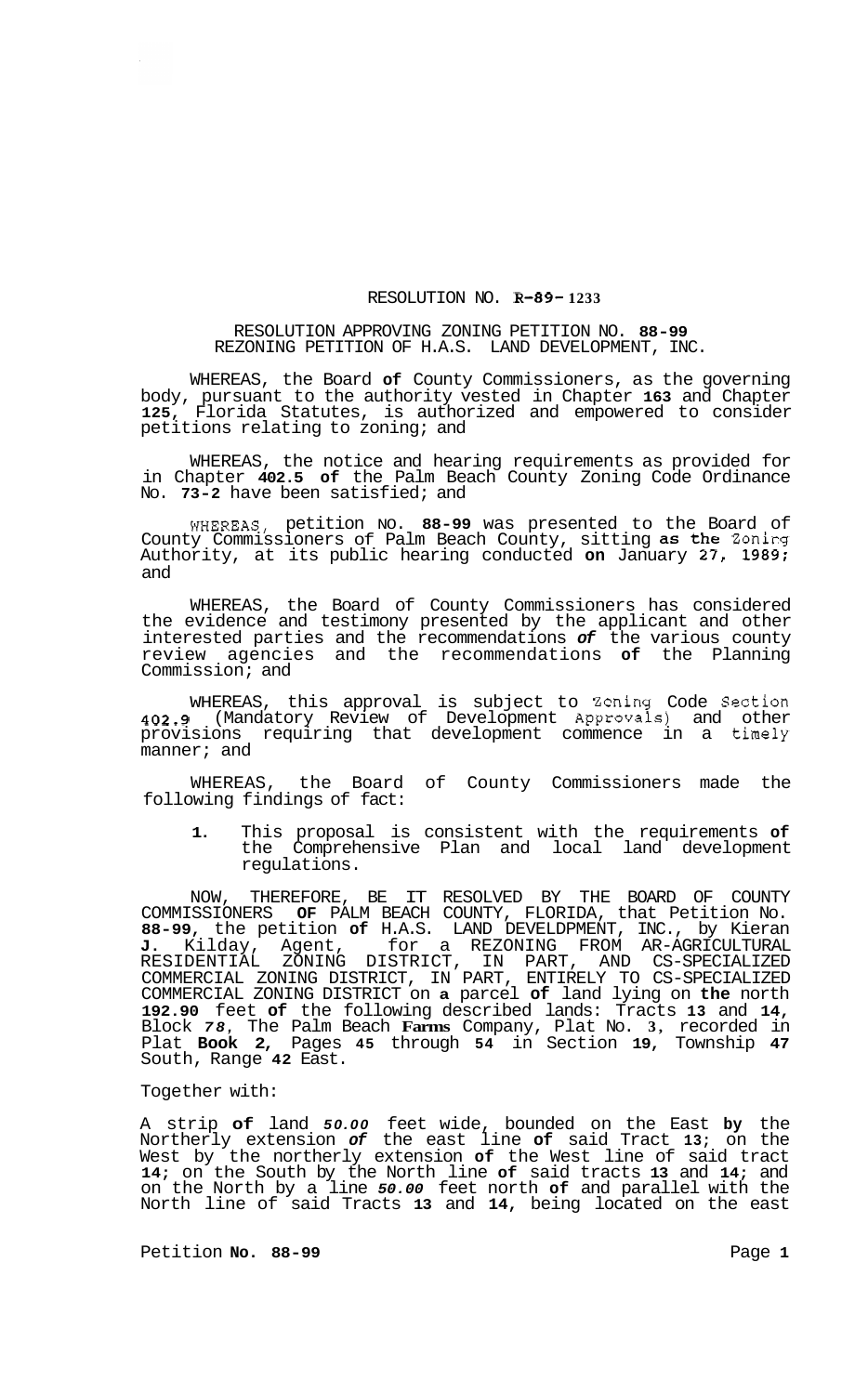RESOLUTION NO. R-89-1233

RESOLUTION APPROVING ZONING PETITION NO. 88-99
REZONING PETITION OF H.A.S. LAND DEVELOPMENT, INC.

WHEREAS, the Board of County Commissioners, as the governing body, pursuant to the authority vested in Chapter 163 and Chapter 125, Florida Statutes, is authorized and empowered to consider petitions relating to zoning; and

WHEREAS, the notice and hearing requirements as provided for in Chapter 402.5 of the Palm Beach County Zoning Code Ordinance No. 73-2 have been satisfied; and

WHEREAS, petition NO. 88-99 was presented to the Board of County Commissioners of Palm Beach County, sitting as the Zoning Authority, at its public hearing conducted on January 27, 1989; and

WHEREAS, the Board of County Commissioners has considered the evidence and testimony presented by the applicant and other interested parties and the recommendations of the various county review agencies and the recommendations of the Planning Commission; and

WHEREAS, this approval is subject to Zoning Code Section 402.9 (Mandatory Review of Development Approvals) and other provisions requiring that development commence in a timely manner; and

WHEREAS, the Board of County Commissioners made the following findings of fact:

1. This proposal is consistent with the requirements of the Comprehensive Plan and local land development regulations.

NOW, THEREFORE, BE IT RESOLVED BY THE BOARD OF COUNTY COMMISSIONERS OF PALM BEACH COUNTY, FLORIDA, that Petition No. 88-99, the petition of H.A.S. LAND DEVELDPMENT, INC., by Kieran J. Kilday, Agent, for a REZONING FROM AR-AGRICULTURAL RESIDENTIAL ZONING DISTRICT, IN PART, AND CS-SPECIALIZED COMMERCIAL ZONING DISTRICT, IN PART, ENTIRELY TO CS-SPECIALIZED COMMERCIAL ZONING DISTRICT on a parcel of land lying on the north 192.90 feet of the following described lands: Tracts 13 and 14, Block 78, The Palm Beach Farms Company, Plat No. 3, recorded in Plat Book 2, Pages 45 through 54 in Section 19, Township 47 South, Range 42 East.

Together with:

A strip of land 50.00 feet wide, bounded on the East by the Northerly extension of the east line of said Tract 13; on the West by the northerly extension of the West line of said tract 14; on the South by the North line of said tracts 13 and 14; and on the North by a line 50.00 feet north of and parallel with the North line of said Tracts 13 and 14, being located on the east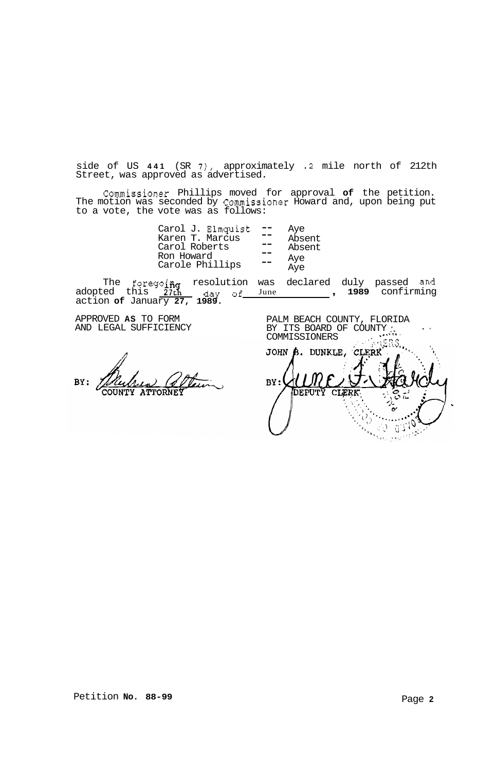side of US 441 (SR 7), approximately .2 mile north of 212th Street, was approved as advertised.

Commissioner Phillips moved for approval of the petition. The motion was seconded by Commissioner Howard and, upon being put to a vote, the vote was as follows:

| | | |
|---|---|---|
| Carol J. Elmquist | -- | Aye |
| Karen T. Marcus | -- | Absent |
| Carol Roberts | -- | Absent |
| Ron Howard | -- | Aye |
| Carole Phillips | -- | Aye |

The foregoing resolution was declared duly passed and adopted this 27th day of June, 1989 confirming action of January 27, 1989.

APPROVED AS TO FORM AND LEGAL SUFFICIENCY

BY: COUNTY ATTORNEY

PALM BEACH COUNTY, FLORIDA BY ITS BOARD OF COUNTY COMMISSIONERS

JOHN B. DUNKLE, CLERK

BY: DEPUTY CLERK

Petition No. 88-99